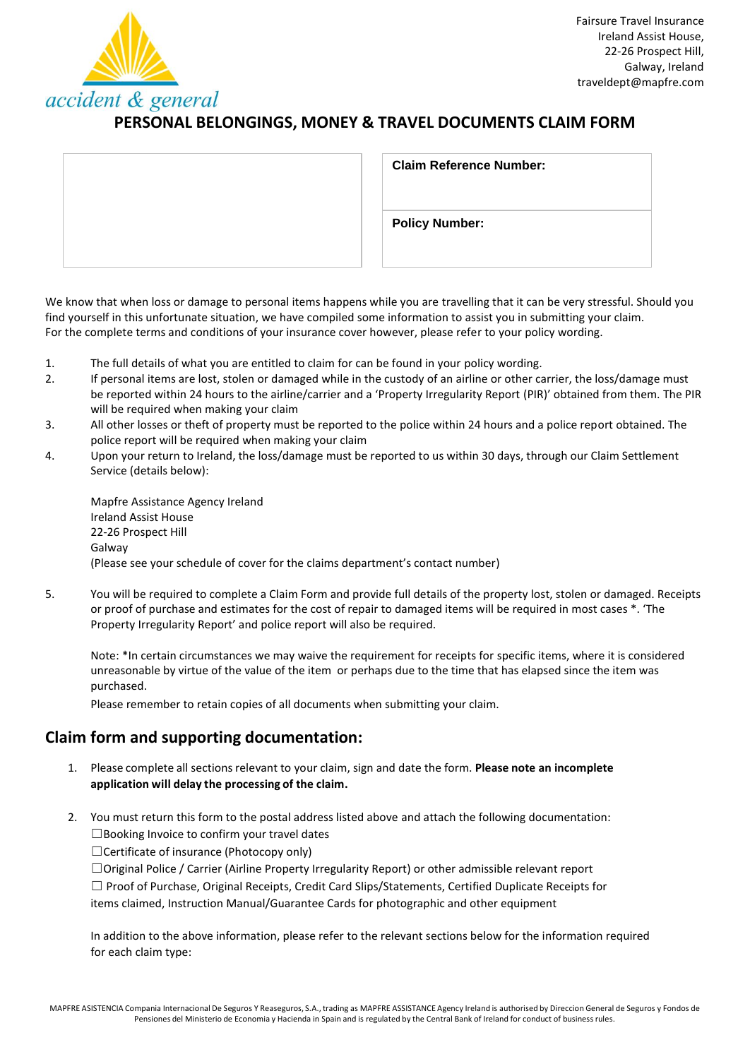accident & general

Fairsure Travel Insurance
Ireland Assist House,
22-26 Prospect Hill,
Galway, Ireland
traveldept@mapfre.com

# PERSONAL BELONGINGS, MONEY & TRAVEL DOCUMENTS CLAIM FORM

| | |
|---|---|
| | **Claim Reference Number:** |
| | **Policy Number:** |

We know that when loss or damage to personal items happens while you are travelling that it can be very stressful. Should you find yourself in this unfortunate situation, we have compiled some information to assist you in submitting your claim. For the complete terms and conditions of your insurance cover however, please refer to your policy wording.

1. The full details of what you are entitled to claim for can be found in your policy wording.
2. If personal items are lost, stolen or damaged while in the custody of an airline or other carrier, the loss/damage must be reported within 24 hours to the airline/carrier and a 'Property Irregularity Report (PIR)' obtained from them. The PIR will be required when making your claim
3. All other losses or theft of property must be reported to the police within 24 hours and a police report obtained. The police report will be required when making your claim
4. Upon your return to Ireland, the loss/damage must be reported to us within 30 days, through our Claim Settlement Service (details below):

   Mapfre Assistance Agency Ireland
   Ireland Assist House
   22-26 Prospect Hill
   Galway
   (Please see your schedule of cover for the claims department's contact number)

5. You will be required to complete a Claim Form and provide full details of the property lost, stolen or damaged. Receipts or proof of purchase and estimates for the cost of repair to damaged items will be required in most cases *. 'The Property Irregularity Report' and police report will also be required.

   Note: *In certain circumstances we may waive the requirement for receipts for specific items, where it is considered unreasonable by virtue of the value of the item or perhaps due to the time that has elapsed since the item was purchased.

   Please remember to retain copies of all documents when submitting your claim.

## Claim form and supporting documentation:

1. Please complete all sections relevant to your claim, sign and date the form. **Please note an incomplete application will delay the processing of the claim.**

2. You must return this form to the postal address listed above and attach the following documentation:
   ☐Booking Invoice to confirm your travel dates
   ☐Certificate of insurance (Photocopy only)
   ☐Original Police / Carrier (Airline Property Irregularity Report) or other admissible relevant report
   ☐ Proof of Purchase, Original Receipts, Credit Card Slips/Statements, Certified Duplicate Receipts for items claimed, Instruction Manual/Guarantee Cards for photographic and other equipment

   In addition to the above information, please refer to the relevant sections below for the information required for each claim type:

MAPFRE ASISTENCIA Compania Internacional De Seguros Y Reaseguros, S.A., trading as MAPFRE ASSISTANCE Agency Ireland is authorised by Direccion General de Seguros y Fondos de Pensiones del Ministerio de Economia y Hacienda in Spain and is regulated by the Central Bank of Ireland for conduct of business rules.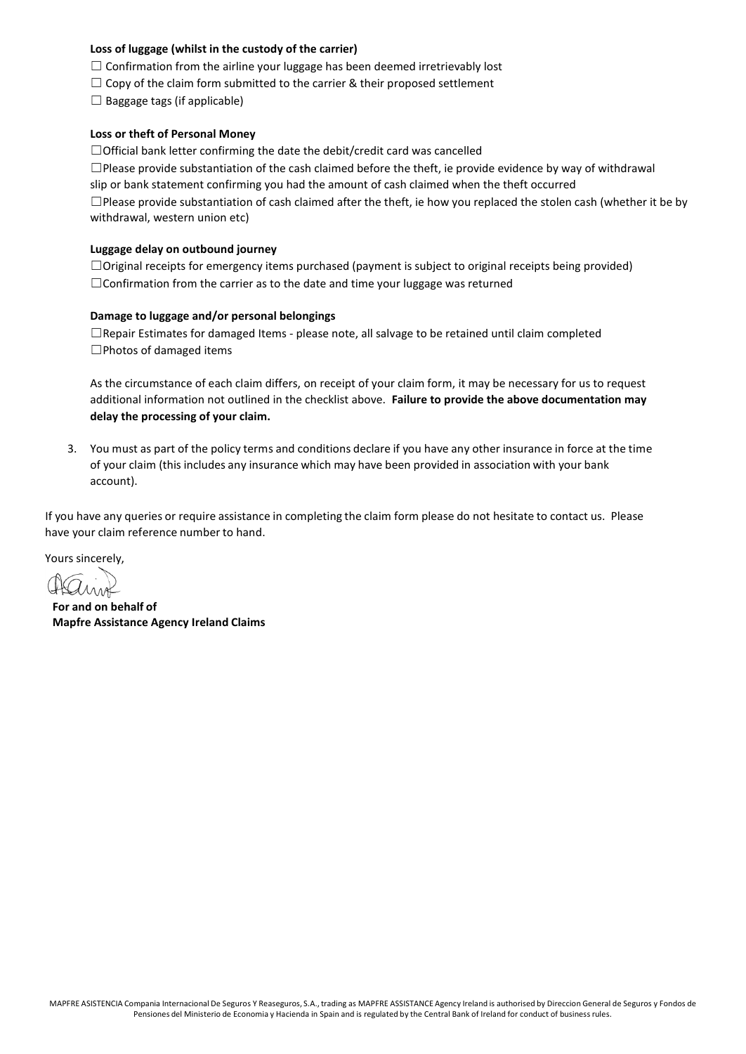**Loss of luggage (whilst in the custody of the carrier)**

☐ Confirmation from the airline your luggage has been deemed irretrievably lost
☐ Copy of the claim form submitted to the carrier & their proposed settlement
☐ Baggage tags (if applicable)

**Loss or theft of Personal Money**

☐Official bank letter confirming the date the debit/credit card was cancelled
☐Please provide substantiation of the cash claimed before the theft, ie provide evidence by way of withdrawal slip or bank statement confirming you had the amount of cash claimed when the theft occurred
☐Please provide substantiation of cash claimed after the theft, ie how you replaced the stolen cash (whether it be by withdrawal, western union etc)

**Luggage delay on outbound journey**

☐Original receipts for emergency items purchased (payment is subject to original receipts being provided)
☐Confirmation from the carrier as to the date and time your luggage was returned

**Damage to luggage and/or personal belongings**

☐Repair Estimates for damaged Items - please note, all salvage to be retained until claim completed
☐Photos of damaged items

As the circumstance of each claim differs, on receipt of your claim form, it may be necessary for us to request additional information not outlined in the checklist above. **Failure to provide the above documentation may delay the processing of your claim.**

3. You must as part of the policy terms and conditions declare if you have any other insurance in force at the time of your claim (this includes any insurance which may have been provided in association with your bank account).

If you have any queries or require assistance in completing the claim form please do not hesitate to contact us. Please have your claim reference number to hand.

Yours sincerely,

**For and on behalf of**
**Mapfre Assistance Agency Ireland Claims**

MAPFRE ASISTENCIA Compania Internacional De Seguros Y Reaseguros, S.A., trading as MAPFRE ASSISTANCE Agency Ireland is authorised by Direccion General de Seguros y Fondos de Pensiones del Ministerio de Economia y Hacienda in Spain and is regulated by the Central Bank of Ireland for conduct of business rules.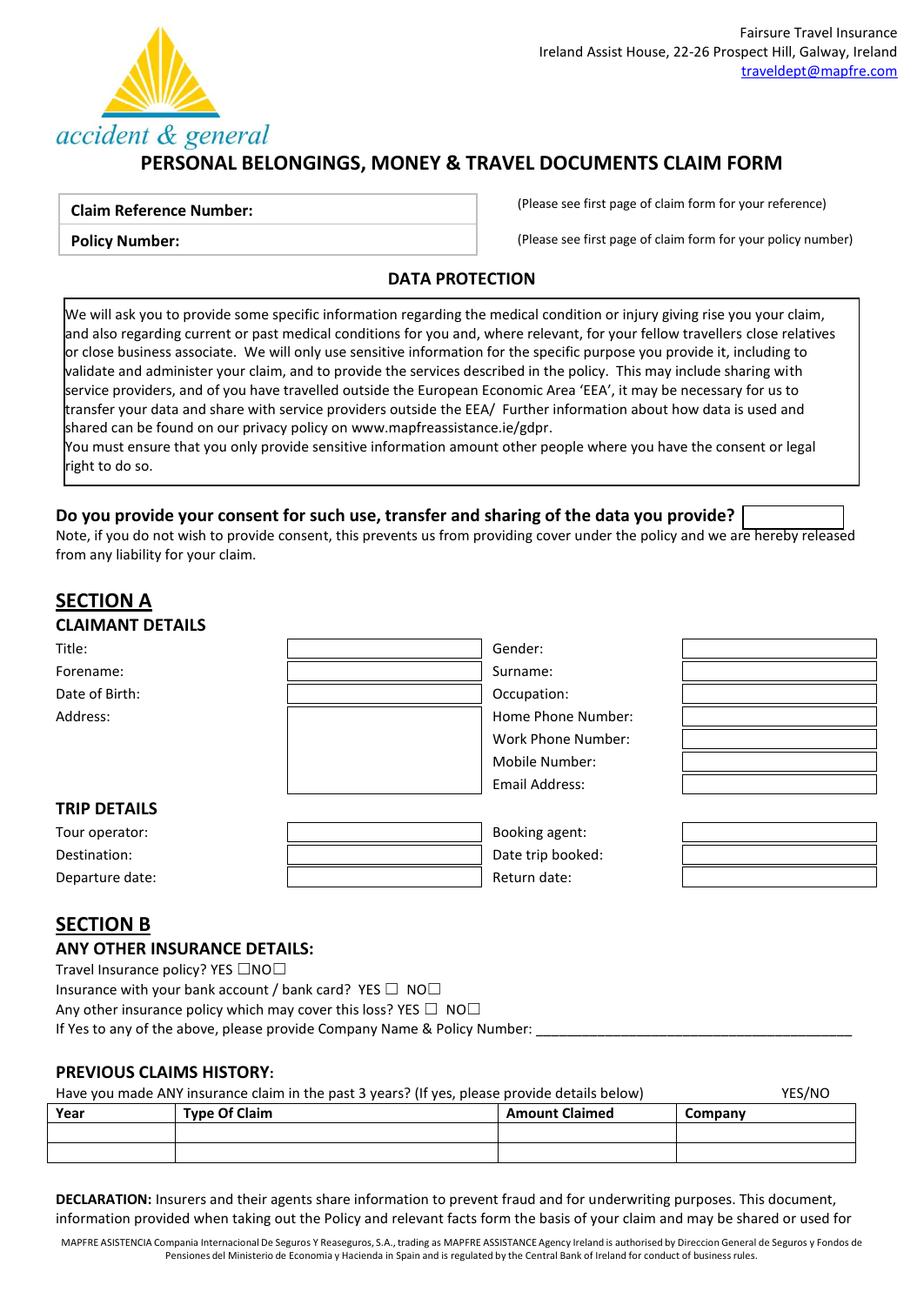Fairsure Travel Insurance
Ireland Assist House, 22-26 Prospect Hill, Galway, Ireland
traveldept@mapfre.com

accident & general

# PERSONAL BELONGINGS, MONEY & TRAVEL DOCUMENTS CLAIM FORM

| **Claim Reference Number:** | (Please see first page of claim form for your reference) |
|---|---|
| **Policy Number:** | (Please see first page of claim form for your policy number) |

### DATA PROTECTION

We will ask you to provide some specific information regarding the medical condition or injury giving rise you your claim, and also regarding current or past medical conditions for you and, where relevant, for your fellow travellers close relatives or close business associate. We will only use sensitive information for the specific purpose you provide it, including to validate and administer your claim, and to provide the services described in the policy. This may include sharing with service providers, and of you have travelled outside the European Economic Area 'EEA', it may be necessary for us to transfer your data and share with service providers outside the EEA/ Further information about how data is used and shared can be found on our privacy policy on www.mapfreassistance.ie/gdpr.
You must ensure that you only provide sensitive information amount other people where you have the consent or legal right to do so.

**Do you provide your consent for such use, transfer and sharing of the data you provide?** ________

Note, if you do not wish to provide consent, this prevents us from providing cover under the policy and we are hereby released from any liability for your claim.

## SECTION A

### CLAIMANT DETAILS

| | | | |
|---|---|---|---|
| Title: | | Gender: | |
| Forename: | | Surname: | |
| Date of Birth: | | Occupation: | |
| Address: | | Home Phone Number: | |
| | | Work Phone Number: | |
| | | Mobile Number: | |
| | | Email Address: | |

### TRIP DETAILS

| | | | |
|---|---|---|---|
| Tour operator: | | Booking agent: | |
| Destination: | | Date trip booked: | |
| Departure date: | | Return date: | |

## SECTION B

### ANY OTHER INSURANCE DETAILS:

Travel Insurance policy? YES ☐NO☐
Insurance with your bank account / bank card? YES ☐ NO☐
Any other insurance policy which may cover this loss? YES ☐ NO☐
If Yes to any of the above, please provide Company Name & Policy Number: ____________________________________________

### PREVIOUS CLAIMS HISTORY:

Have you made ANY insurance claim in the past 3 years? (If yes, please provide details below) YES/NO

| Year | Type Of Claim | Amount Claimed | Company |
|---|---|---|---|
| | | | |
| | | | |

**DECLARATION:** Insurers and their agents share information to prevent fraud and for underwriting purposes. This document, information provided when taking out the Policy and relevant facts form the basis of your claim and may be shared or used for

MAPFRE ASISTENCIA Compania Internacional De Seguros Y Reaseguros, S.A., trading as MAPFRE ASSISTANCE Agency Ireland is authorised by Direccion General de Seguros y Fondos de Pensiones del Ministerio de Economia y Hacienda in Spain and is regulated by the Central Bank of Ireland for conduct of business rules.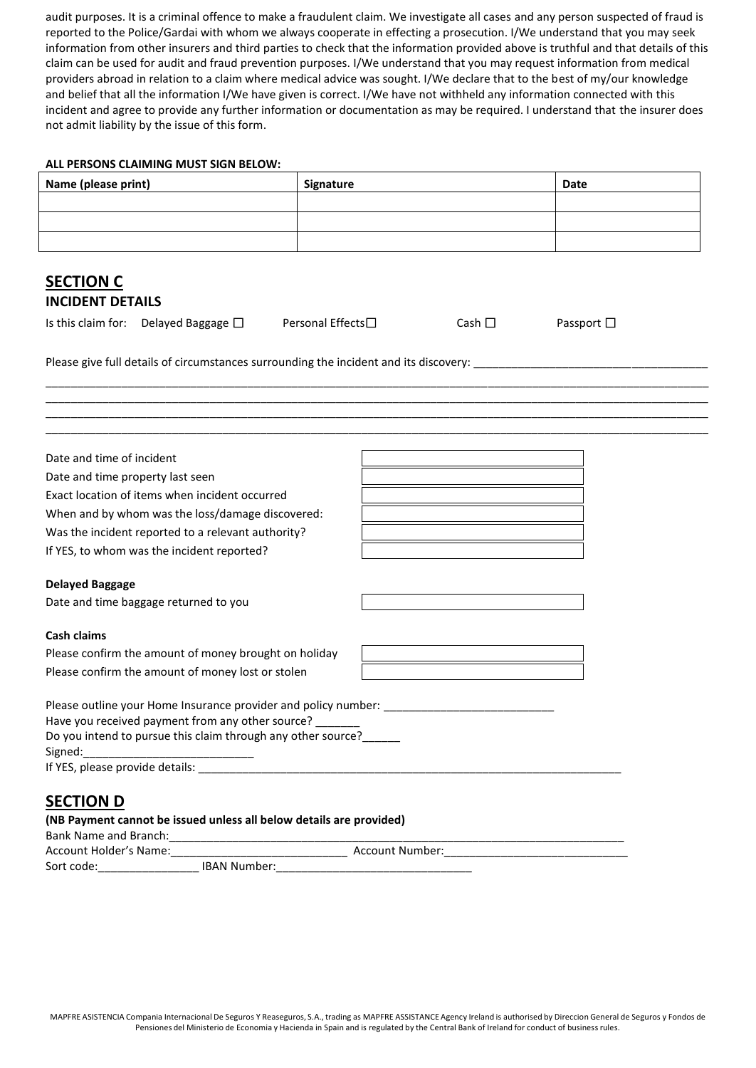audit purposes. It is a criminal offence to make a fraudulent claim. We investigate all cases and any person suspected of fraud is reported to the Police/Gardai with whom we always cooperate in effecting a prosecution. I/We understand that you may seek information from other insurers and third parties to check that the information provided above is truthful and that details of this claim can be used for audit and fraud prevention purposes. I/We understand that you may request information from medical providers abroad in relation to a claim where medical advice was sought. I/We declare that to the best of my/our knowledge and belief that all the information I/We have given is correct. I/We have not withheld any information connected with this incident and agree to provide any further information or documentation as may be required. I understand that the insurer does not admit liability by the issue of this form.

**ALL PERSONS CLAIMING MUST SIGN BELOW:**

| Name (please print) | Signature | Date |
|---|---|---|
| | | |
| | | |
| | | |

## SECTION C

### INCIDENT DETAILS

Is this claim for: Delayed Baggage ☐ Personal Effects☐ Cash ☐ Passport ☐

Please give full details of circumstances surrounding the incident and its discovery: ____________________________________

_____________________________________________________________________________________________________

_____________________________________________________________________________________________________

_____________________________________________________________________________________________________

_____________________________________________________________________________________________________

| | |
|---|---|
| Date and time of incident | |
| Date and time property last seen | |
| Exact location of items when incident occurred | |
| When and by whom was the loss/damage discovered: | |
| Was the incident reported to a relevant authority? | |
| If YES, to whom was the incident reported? | |

**Delayed Baggage**

| | |
|---|---|
| Date and time baggage returned to you | |

**Cash claims**

| | |
|---|---|
| Please confirm the amount of money brought on holiday | |
| Please confirm the amount of money lost or stolen | |

Please outline your Home Insurance provider and policy number: ___________________________
Have you received payment from any other source? _______
Do you intend to pursue this claim through any other source?______
Signed:___________________________
If YES, please provide details: _____________________________________________________________________

## SECTION D

**(NB Payment cannot be issued unless all below details are provided)**

Bank Name and Branch:_____________________________________________________________________________
Account Holder's Name:____________________________ Account Number:_____________________________
Sort code:________________ IBAN Number:_______________________________

MAPFRE ASISTENCIA Compania Internacional De Seguros Y Reaseguros, S.A., trading as MAPFRE ASSISTANCE Agency Ireland is authorised by Direccion General de Seguros y Fondos de Pensiones del Ministerio de Economia y Hacienda in Spain and is regulated by the Central Bank of Ireland for conduct of business rules.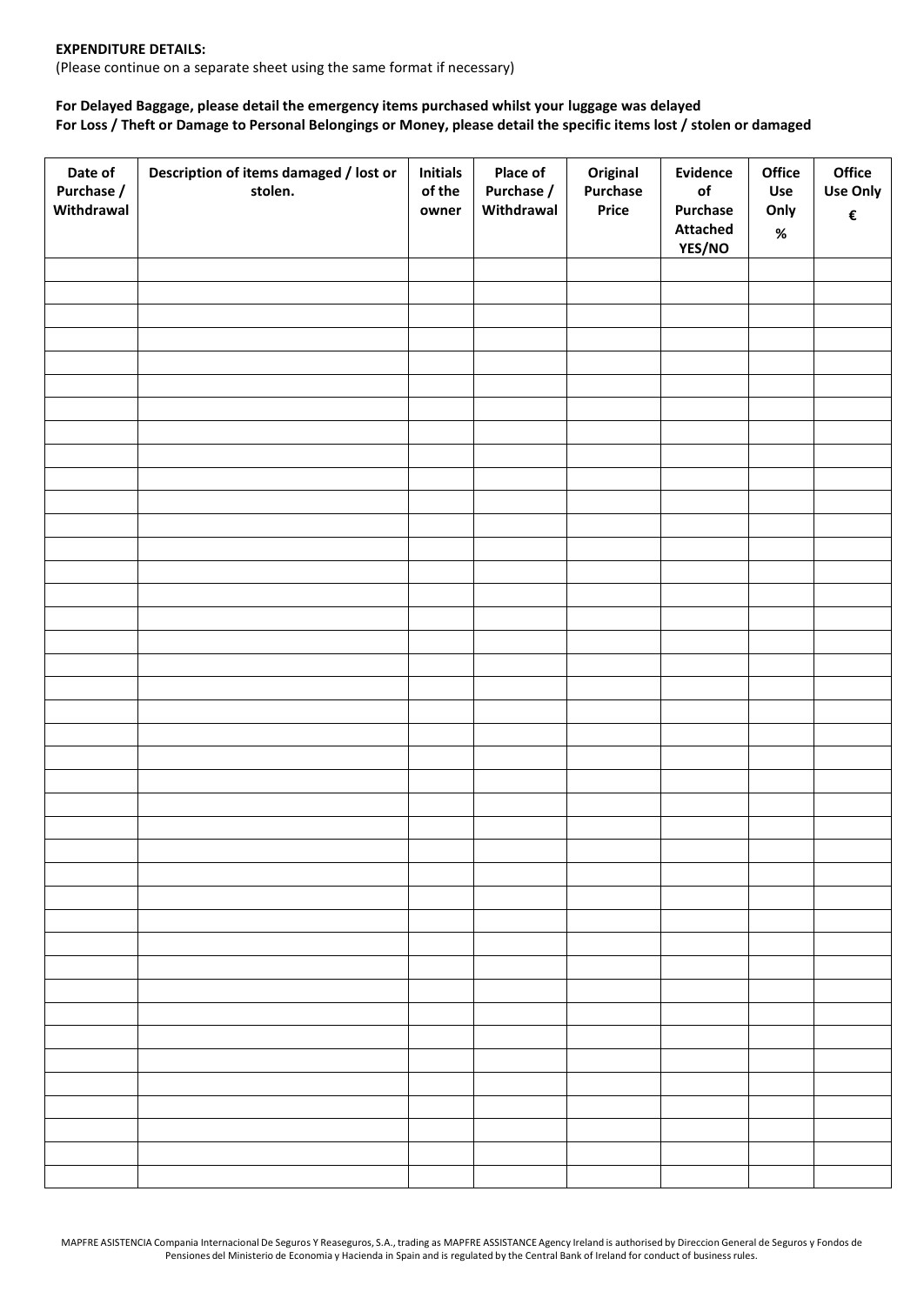**EXPENDITURE DETAILS:**
(Please continue on a separate sheet using the same format if necessary)

**For Delayed Baggage, please detail the emergency items purchased whilst your luggage was delayed**
**For Loss / Theft or Damage to Personal Belongings or Money, please detail the specific items lost / stolen or damaged**

| Date of Purchase / Withdrawal | Description of items damaged / lost or stolen. | Initials of the owner | Place of Purchase / Withdrawal | Original Purchase Price | Evidence of Purchase Attached YES/NO | Office Use Only % | Office Use Only € |
|---|---|---|---|---|---|---|---|
| | | | | | | | |
| | | | | | | | |
| | | | | | | | |
| | | | | | | | |
| | | | | | | | |
| | | | | | | | |
| | | | | | | | |
| | | | | | | | |
| | | | | | | | |
| | | | | | | | |
| | | | | | | | |
| | | | | | | | |
| | | | | | | | |
| | | | | | | | |
| | | | | | | | |
| | | | | | | | |
| | | | | | | | |
| | | | | | | | |
| | | | | | | | |
| | | | | | | | |
| | | | | | | | |
| | | | | | | | |
| | | | | | | | |
| | | | | | | | |
| | | | | | | | |
| | | | | | | | |
| | | | | | | | |
| | | | | | | | |
| | | | | | | | |
| | | | | | | | |
| | | | | | | | |
| | | | | | | | |
| | | | | | | | |
| | | | | | | | |
| | | | | | | | |
| | | | | | | | |
| | | | | | | | |
| | | | | | | | |
| | | | | | | | |
| | | | | | | | |